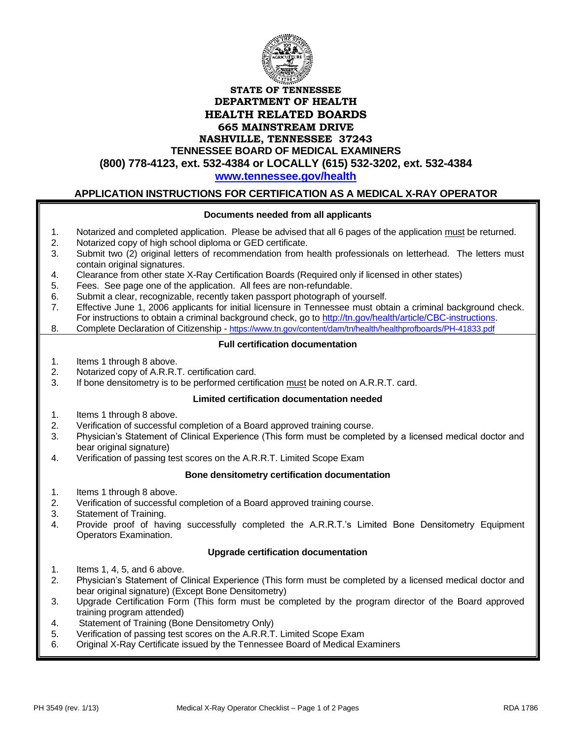**STATE OF TENNESSEE**
**DEPARTMENT OF HEALTH**
**HEALTH RELATED BOARDS**
**665 MAINSTREAM DRIVE**
**NASHVILLE, TENNESSEE 37243**
**TENNESSEE BOARD OF MEDICAL EXAMINERS**
**(800) 778-4123, ext. 532-4384 or LOCALLY (615) 532-3202, ext. 532-4384**
**www.tennessee.gov/health**

# APPLICATION INSTRUCTIONS FOR CERTIFICATION AS A MEDICAL X-RAY OPERATOR

### Documents needed from all applicants

1. Notarized and completed application. Please be advised that all 6 pages of the application must be returned.
2. Notarized copy of high school diploma or GED certificate.
3. Submit two (2) original letters of recommendation from health professionals on letterhead. The letters must contain original signatures.
4. Clearance from other state X-Ray Certification Boards (Required only if licensed in other states)
5. Fees. See page one of the application. All fees are non-refundable.
6. Submit a clear, recognizable, recently taken passport photograph of yourself.
7. Effective June 1, 2006 applicants for initial licensure in Tennessee must obtain a criminal background check. For instructions to obtain a criminal background check, go to http://tn.gov/health/article/CBC-instructions.
8. Complete Declaration of Citizenship - https://www.tn.gov/content/dam/tn/health/healthprofboards/PH-41833.pdf

### Full certification documentation

1. Items 1 through 8 above.
2. Notarized copy of A.R.R.T. certification card.
3. If bone densitometry is to be performed certification must be noted on A.R.R.T. card.

### Limited certification documentation needed

1. Items 1 through 8 above.
2. Verification of successful completion of a Board approved training course.
3. Physician's Statement of Clinical Experience (This form must be completed by a licensed medical doctor and bear original signature)
4. Verification of passing test scores on the A.R.R.T. Limited Scope Exam

### Bone densitometry certification documentation

1. Items 1 through 8 above.
2. Verification of successful completion of a Board approved training course.
3. Statement of Training.
4. Provide proof of having successfully completed the A.R.R.T.'s Limited Bone Densitometry Equipment Operators Examination.

### Upgrade certification documentation

1. Items 1, 4, 5, and 6 above.
2. Physician's Statement of Clinical Experience (This form must be completed by a licensed medical doctor and bear original signature) (Except Bone Densitometry)
3. Upgrade Certification Form (This form must be completed by the program director of the Board approved training program attended)
4. Statement of Training (Bone Densitometry Only)
5. Verification of passing test scores on the A.R.R.T. Limited Scope Exam
6. Original X-Ray Certificate issued by the Tennessee Board of Medical Examiners

PH 3549 (rev. 1/13) Medical X-Ray Operator Checklist – Page 1 of 2 Pages RDA 1786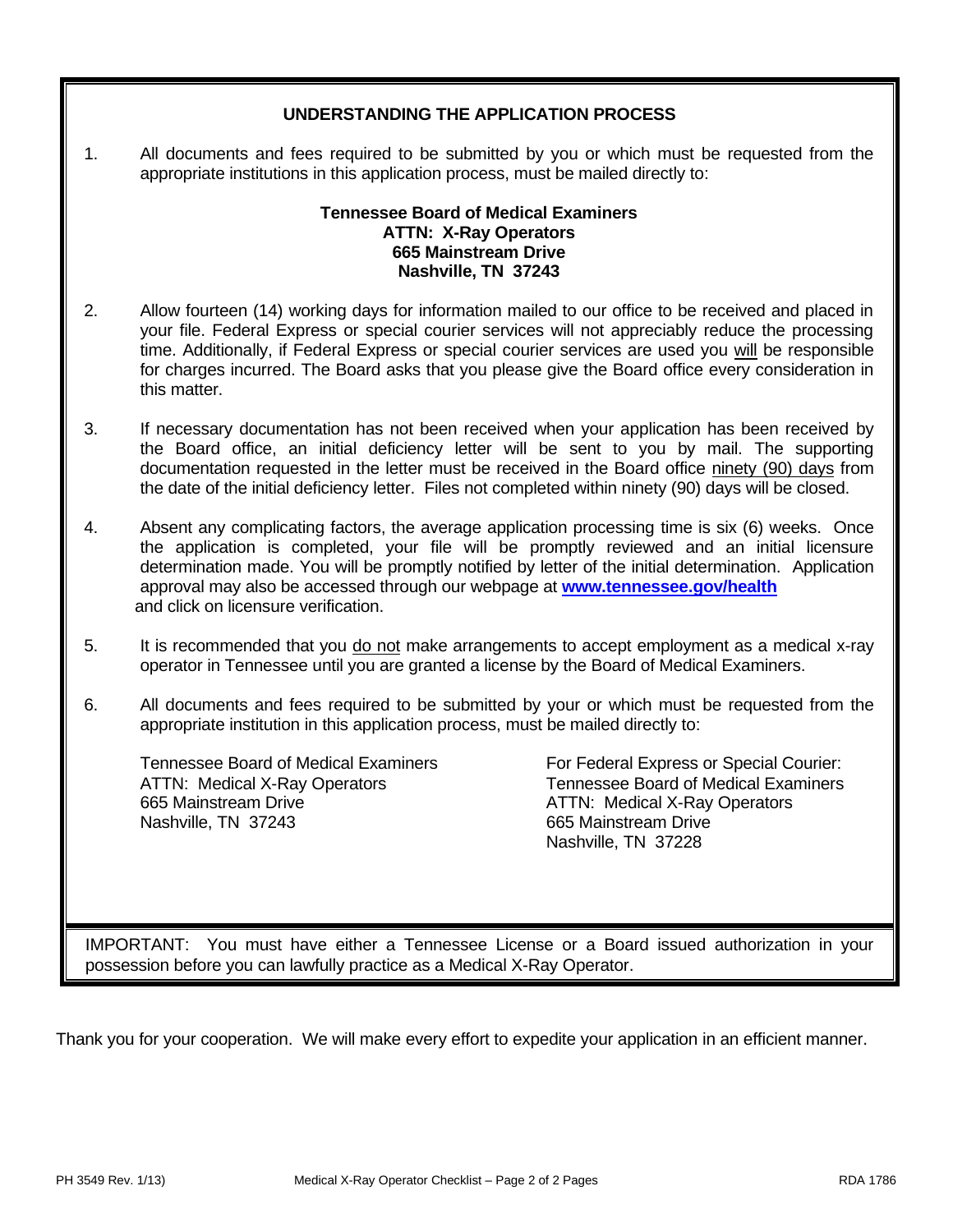## UNDERSTANDING THE APPLICATION PROCESS

1. All documents and fees required to be submitted by you or which must be requested from the appropriate institutions in this application process, must be mailed directly to:

   **Tennessee Board of Medical Examiners**
   **ATTN: X-Ray Operators**
   **665 Mainstream Drive**
   **Nashville, TN 37243**

2. Allow fourteen (14) working days for information mailed to our office to be received and placed in your file. Federal Express or special courier services will not appreciably reduce the processing time. Additionally, if Federal Express or special courier services are used you will be responsible for charges incurred. The Board asks that you please give the Board office every consideration in this matter.

3. If necessary documentation has not been received when your application has been received by the Board office, an initial deficiency letter will be sent to you by mail. The supporting documentation requested in the letter must be received in the Board office ninety (90) days from the date of the initial deficiency letter. Files not completed within ninety (90) days will be closed.

4. Absent any complicating factors, the average application processing time is six (6) weeks. Once the application is completed, your file will be promptly reviewed and an initial licensure determination made. You will be promptly notified by letter of the initial determination. Application approval may also be accessed through our webpage at **www.tennessee.gov/health** and click on licensure verification.

5. It is recommended that you do not make arrangements to accept employment as a medical x-ray operator in Tennessee until you are granted a license by the Board of Medical Examiners.

6. All documents and fees required to be submitted by your or which must be requested from the appropriate institution in this application process, must be mailed directly to:

   Tennessee Board of Medical Examiners
   ATTN: Medical X-Ray Operators
   665 Mainstream Drive
   Nashville, TN 37243

   For Federal Express or Special Courier:
   Tennessee Board of Medical Examiners
   ATTN: Medical X-Ray Operators
   665 Mainstream Drive
   Nashville, TN 37228

IMPORTANT: You must have either a Tennessee License or a Board issued authorization in your possession before you can lawfully practice as a Medical X-Ray Operator.

Thank you for your cooperation. We will make every effort to expedite your application in an efficient manner.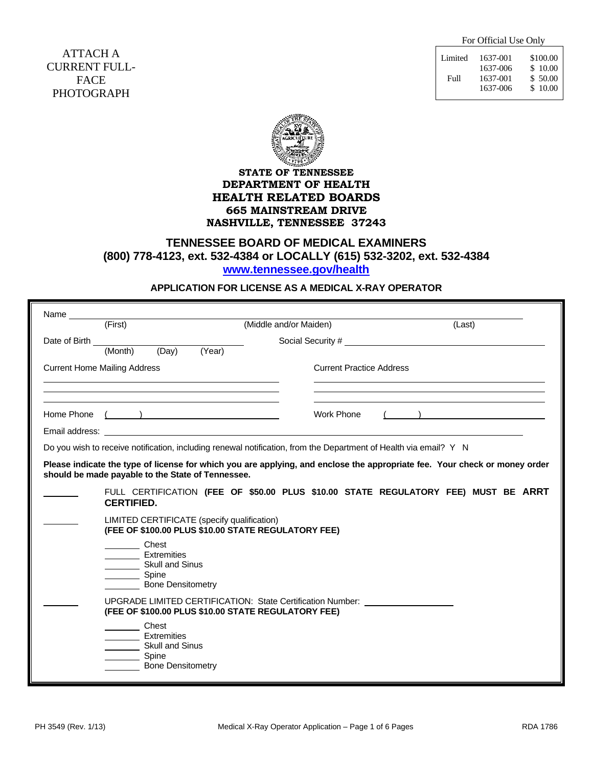ATTACH A CURRENT FULL-FACE PHOTOGRAPH

For Official Use Only

| | | |
|---|---|---|
| Limited | 1637-001 | $100.00 |
| | 1637-006 | $ 10.00 |
| Full | 1637-001 | $ 50.00 |
| | 1637-006 | $ 10.00 |

**STATE OF TENNESSEE**
**DEPARTMENT OF HEALTH**
**HEALTH RELATED BOARDS**
**665 MAINSTREAM DRIVE**
**NASHVILLE, TENNESSEE 37243**

## TENNESSEE BOARD OF MEDICAL EXAMINERS

**(800) 778-4123, ext. 532-4384 or LOCALLY (615) 532-3202, ext. 532-4384**

**www.tennessee.gov/health**

### APPLICATION FOR LICENSE AS A MEDICAL X-RAY OPERATOR

Name ______________________________________________________________
(First) (Middle and/or Maiden) (Last)

Date of Birth ______________________ Social Security # ______________________
(Month) (Day) (Year)

Current Home Mailing Address Current Practice Address

______________________________ ______________________________

______________________________ ______________________________

______________________________ ______________________________

Home Phone ( ) ____________________ Work Phone ( ) ____________________

Email address: ____________________________________________

Do you wish to receive notification, including renewal notification, from the Department of Health via email? Y N

**Please indicate the type of license for which you are applying, and enclose the appropriate fee. Your check or money order should be made payable to the State of Tennessee.**

_______ FULL CERTIFICATION **(FEE OF $50.00 PLUS $10.00 STATE REGULATORY FEE) MUST BE ARRT CERTIFIED.**

_______ LIMITED CERTIFICATE (specify qualification)
**(FEE OF $100.00 PLUS $10.00 STATE REGULATORY FEE)**

_______ Chest
_______ Extremities
_______ Skull and Sinus
_______ Spine
_______ Bone Densitometry

_______ UPGRADE LIMITED CERTIFICATION: State Certification Number: ______________
**(FEE OF $100.00 PLUS $10.00 STATE REGULATORY FEE)**

_______ Chest
_______ Extremities
_______ Skull and Sinus
_______ Spine
_______ Bone Densitometry

PH 3549 (Rev. 1/13) RDA 1786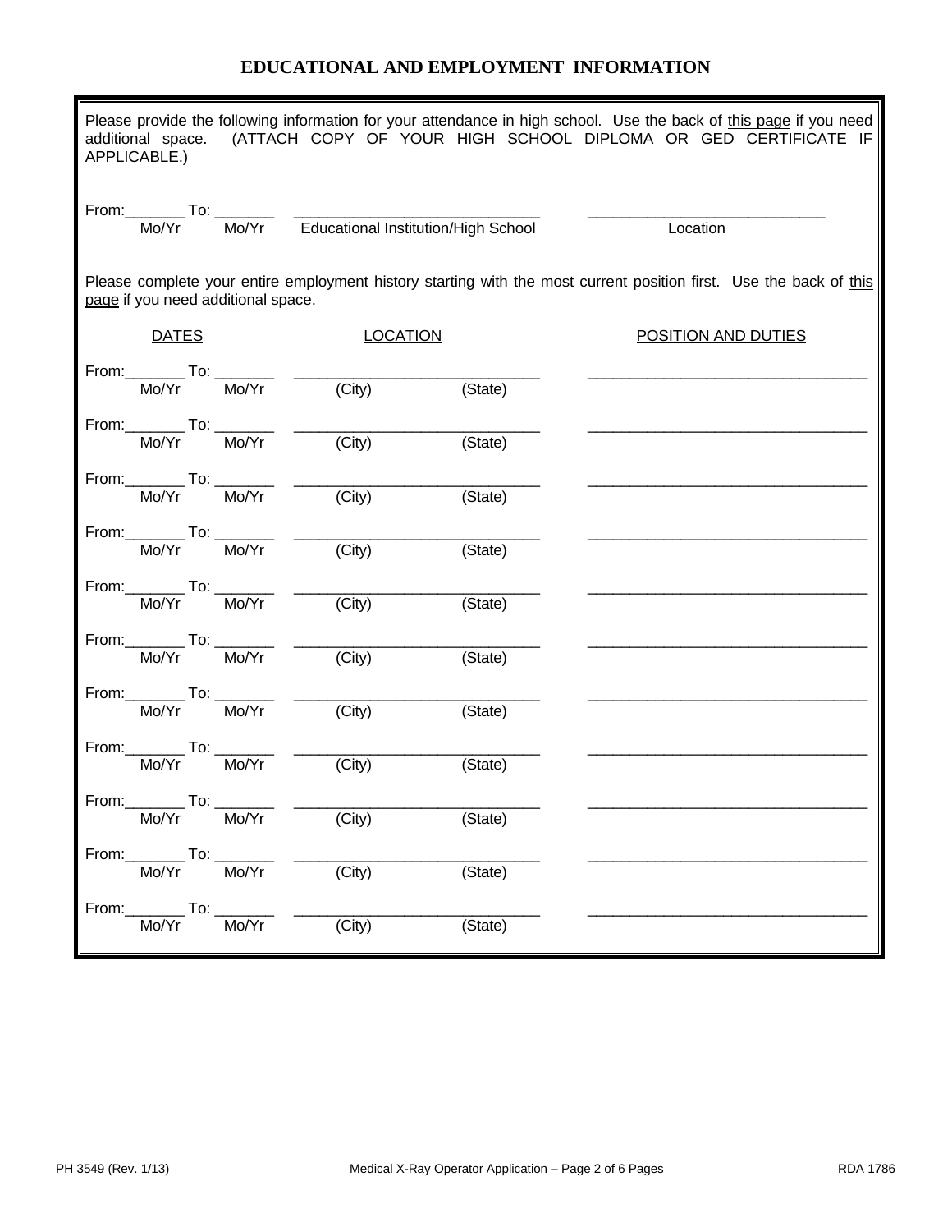# EDUCATIONAL AND EMPLOYMENT INFORMATION

Please provide the following information for your attendance in high school. Use the back of this page if you need additional space. (ATTACH COPY OF YOUR HIGH SCHOOL DIPLOMA OR GED CERTIFICATE IF APPLICABLE.)

From:_______ To: _______ ____________________________ ____________________________

Mo/Yr Mo/Yr Educational Institution/High School Location

Please complete your entire employment history starting with the most current position first. Use the back of this page if you need additional space.

| DATES | LOCATION | | POSITION AND DUTIES |
|---|---|---|---|
| From:_______ To: _______ (Mo/Yr Mo/Yr) | (City) | (State) | ________________________________ |
| From:_______ To: _______ (Mo/Yr Mo/Yr) | (City) | (State) | ________________________________ |
| From:_______ To: _______ (Mo/Yr Mo/Yr) | (City) | (State) | ________________________________ |
| From:_______ To: _______ (Mo/Yr Mo/Yr) | (City) | (State) | ________________________________ |
| From:_______ To: _______ (Mo/Yr Mo/Yr) | (City) | (State) | ________________________________ |
| From:_______ To: _______ (Mo/Yr Mo/Yr) | (City) | (State) | ________________________________ |
| From:_______ To: _______ (Mo/Yr Mo/Yr) | (City) | (State) | ________________________________ |
| From:_______ To: _______ (Mo/Yr Mo/Yr) | (City) | (State) | ________________________________ |
| From:_______ To: _______ (Mo/Yr Mo/Yr) | (City) | (State) | ________________________________ |
| From:_______ To: _______ (Mo/Yr Mo/Yr) | (City) | (State) | ________________________________ |
| From:_______ To: _______ (Mo/Yr Mo/Yr) | (City) | (State) | ________________________________ |

PH 3549 (Rev. 1/13) Medical X-Ray Operator Application – Page 2 of 6 Pages RDA 1786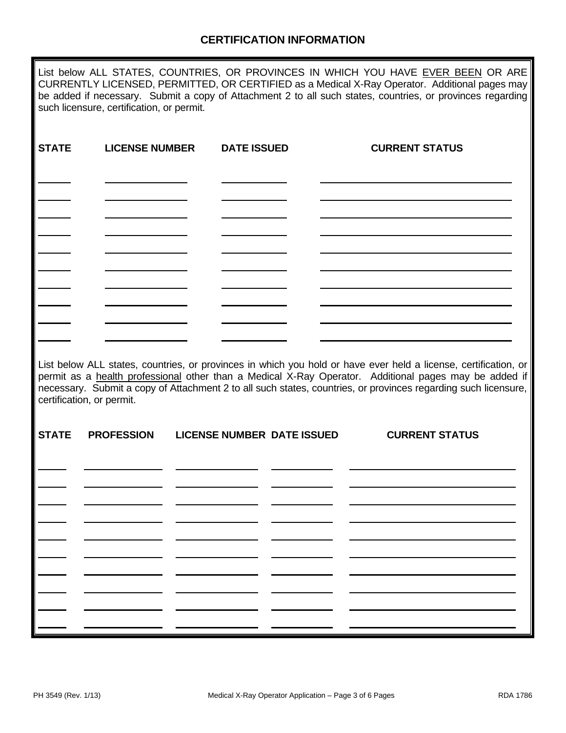## CERTIFICATION INFORMATION

List below ALL STATES, COUNTRIES, OR PROVINCES IN WHICH YOU HAVE EVER BEEN OR ARE CURRENTLY LICENSED, PERMITTED, OR CERTIFIED as a Medical X-Ray Operator. Additional pages may be added if necessary. Submit a copy of Attachment 2 to all such states, countries, or provinces regarding such licensure, certification, or permit.

| STATE | LICENSE NUMBER | DATE ISSUED | CURRENT STATUS |
| --- | --- | --- | --- |
| | | | |
| | | | |
| | | | |
| | | | |
| | | | |
| | | | |
| | | | |
| | | | |
| | | | |
| | | | |

List below ALL states, countries, or provinces in which you hold or have ever held a license, certification, or permit as a health professional other than a Medical X-Ray Operator. Additional pages may be added if necessary. Submit a copy of Attachment 2 to all such states, countries, or provinces regarding such licensure, certification, or permit.

| STATE | PROFESSION | LICENSE NUMBER | DATE ISSUED | CURRENT STATUS |
| --- | --- | --- | --- | --- |
| | | | | |
| | | | | |
| | | | | |
| | | | | |
| | | | | |
| | | | | |
| | | | | |
| | | | | |
| | | | | |
| | | | | |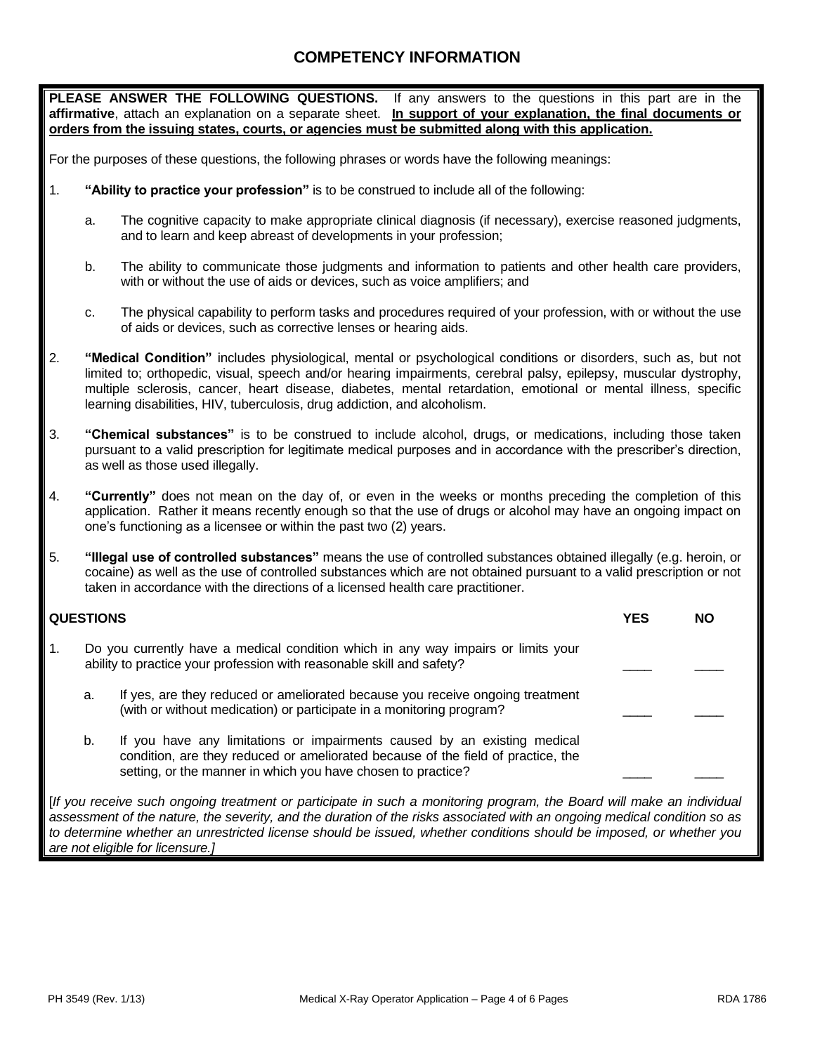## COMPETENCY INFORMATION

**PLEASE ANSWER THE FOLLOWING QUESTIONS.** If any answers to the questions in this part are in the **affirmative**, attach an explanation on a separate sheet. **In support of your explanation, the final documents or orders from the issuing states, courts, or agencies must be submitted along with this application.**

For the purposes of these questions, the following phrases or words have the following meanings:

1. **"Ability to practice your profession"** is to be construed to include all of the following:

   a. The cognitive capacity to make appropriate clinical diagnosis (if necessary), exercise reasoned judgments, and to learn and keep abreast of developments in your profession;

   b. The ability to communicate those judgments and information to patients and other health care providers, with or without the use of aids or devices, such as voice amplifiers; and

   c. The physical capability to perform tasks and procedures required of your profession, with or without the use of aids or devices, such as corrective lenses or hearing aids.

2. **"Medical Condition"** includes physiological, mental or psychological conditions or disorders, such as, but not limited to; orthopedic, visual, speech and/or hearing impairments, cerebral palsy, epilepsy, muscular dystrophy, multiple sclerosis, cancer, heart disease, diabetes, mental retardation, emotional or mental illness, specific learning disabilities, HIV, tuberculosis, drug addiction, and alcoholism.

3. **"Chemical substances"** is to be construed to include alcohol, drugs, or medications, including those taken pursuant to a valid prescription for legitimate medical purposes and in accordance with the prescriber's direction, as well as those used illegally.

4. **"Currently"** does not mean on the day of, or even in the weeks or months preceding the completion of this application. Rather it means recently enough so that the use of drugs or alcohol may have an ongoing impact on one's functioning as a licensee or within the past two (2) years.

5. **"Illegal use of controlled substances"** means the use of controlled substances obtained illegally (e.g. heroin, or cocaine) as well as the use of controlled substances which are not obtained pursuant to a valid prescription or not taken in accordance with the directions of a licensed health care practitioner.

| QUESTIONS | YES | NO |
|---|---|---|
| 1. Do you currently have a medical condition which in any way impairs or limits your ability to practice your profession with reasonable skill and safety? | ____ | ____ |
| a. If yes, are they reduced or ameliorated because you receive ongoing treatment (with or without medication) or participate in a monitoring program? | ____ | ____ |
| b. If you have any limitations or impairments caused by an existing medical condition, are they reduced or ameliorated because of the field of practice, the setting, or the manner in which you have chosen to practice? | ____ | ____ |

[*If you receive such ongoing treatment or participate in such a monitoring program, the Board will make an individual assessment of the nature, the severity, and the duration of the risks associated with an ongoing medical condition so as to determine whether an unrestricted license should be issued, whether conditions should be imposed, or whether you are not eligible for licensure.]*

PH 3549 (Rev. 1/13) Medical X-Ray Operator Application – Page 4 of 6 Pages RDA 1786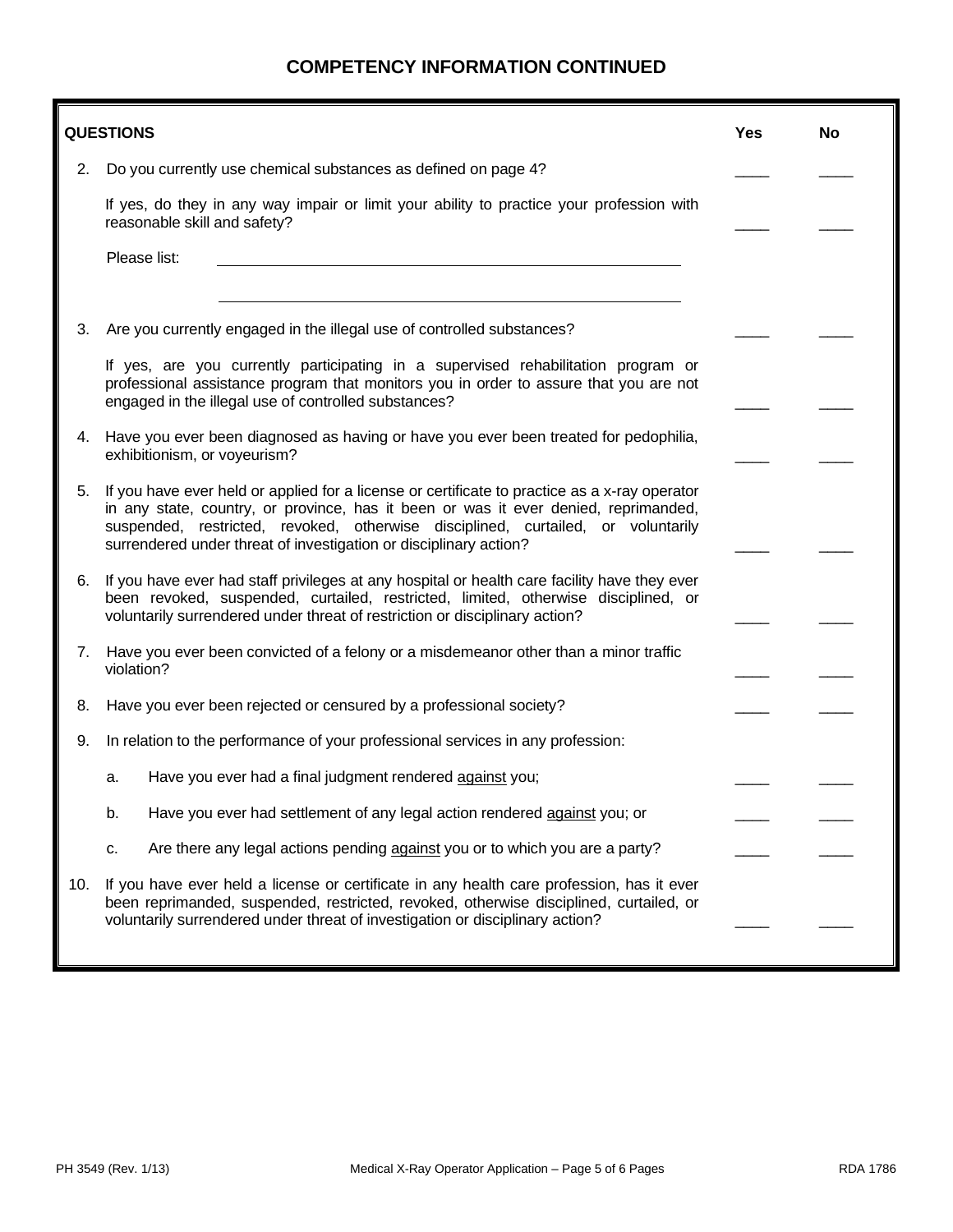## COMPETENCY INFORMATION CONTINUED

| QUESTIONS | Yes | No |
|---|---|---|
| 2. Do you currently use chemical substances as defined on page 4? | ____ | ____ |
| If yes, do they in any way impair or limit your ability to practice your profession with reasonable skill and safety? | ____ | ____ |
| Please list: ______________________________ ______________________________ | | |
| 3. Are you currently engaged in the illegal use of controlled substances? | ____ | ____ |
| If yes, are you currently participating in a supervised rehabilitation program or professional assistance program that monitors you in order to assure that you are not engaged in the illegal use of controlled substances? | ____ | ____ |
| 4. Have you ever been diagnosed as having or have you ever been treated for pedophilia, exhibitionism, or voyeurism? | ____ | ____ |
| 5. If you have ever held or applied for a license or certificate to practice as a x-ray operator in any state, country, or province, has it been or was it ever denied, reprimanded, suspended, restricted, revoked, otherwise disciplined, curtailed, or voluntarily surrendered under threat of investigation or disciplinary action? | ____ | ____ |
| 6. If you have ever had staff privileges at any hospital or health care facility have they ever been revoked, suspended, curtailed, restricted, limited, otherwise disciplined, or voluntarily surrendered under threat of restriction or disciplinary action? | ____ | ____ |
| 7. Have you ever been convicted of a felony or a misdemeanor other than a minor traffic violation? | ____ | ____ |
| 8. Have you ever been rejected or censured by a professional society? | ____ | ____ |
| 9. In relation to the performance of your professional services in any profession: | | |
| a. Have you ever had a final judgment rendered <u>against</u> you; | ____ | ____ |
| b. Have you ever had settlement of any legal action rendered <u>against</u> you; or | ____ | ____ |
| c. Are there any legal actions pending <u>against</u> you or to which you are a party? | ____ | ____ |
| 10. If you have ever held a license or certificate in any health care profession, has it ever been reprimanded, suspended, restricted, revoked, otherwise disciplined, curtailed, or voluntarily surrendered under threat of investigation or disciplinary action? | ____ | ____ |

PH 3549 (Rev. 1/13) Medical X-Ray Operator Application – Page 5 of 6 Pages RDA 1786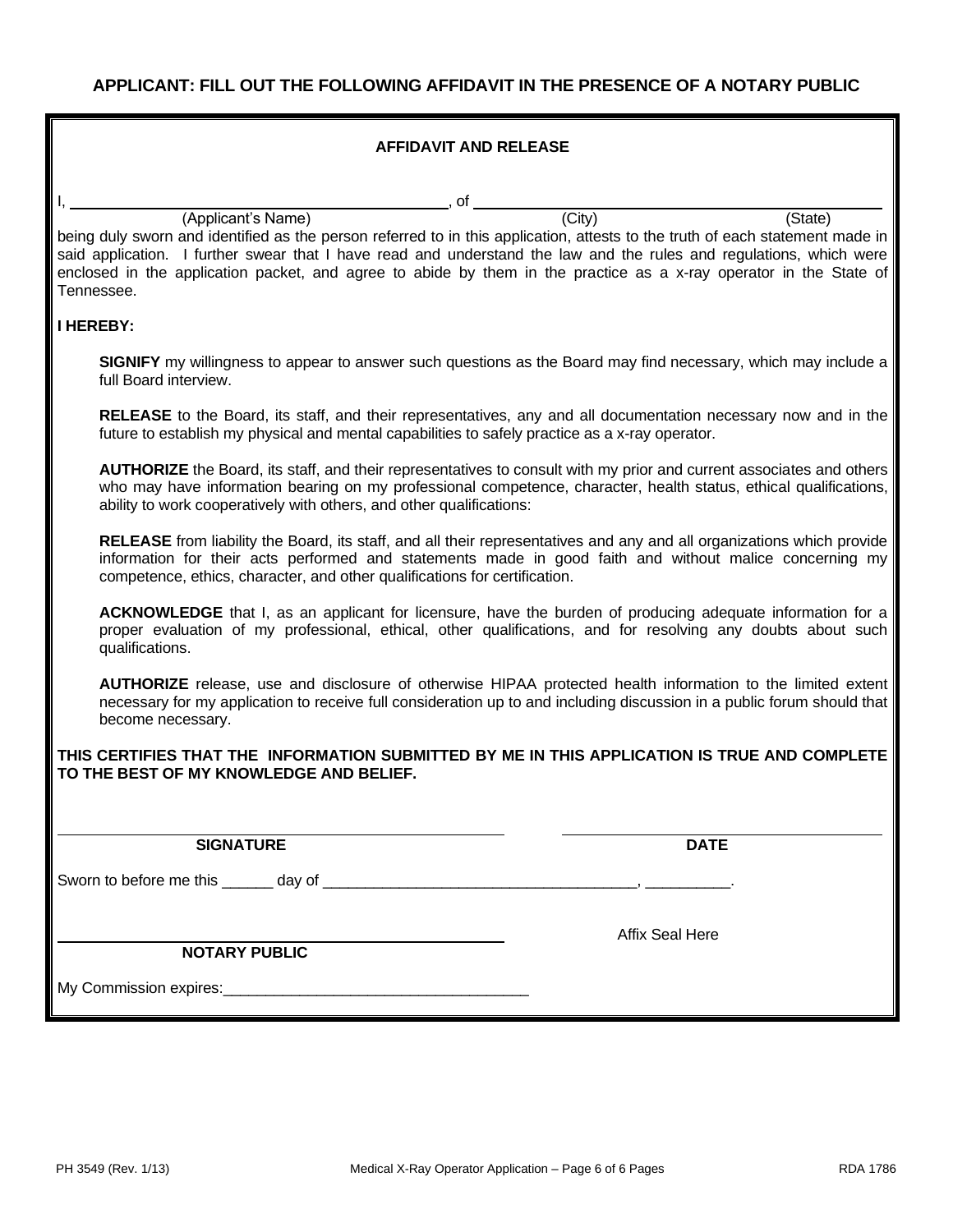**APPLICANT: FILL OUT THE FOLLOWING AFFIDAVIT IN THE PRESENCE OF A NOTARY PUBLIC**

## AFFIDAVIT AND RELEASE

I, ______________________________, of ______________________________
(Applicant's Name) (City) (State)

being duly sworn and identified as the person referred to in this application, attests to the truth of each statement made in said application. I further swear that I have read and understand the law and the rules and regulations, which were enclosed in the application packet, and agree to abide by them in the practice as a x-ray operator in the State of Tennessee.

**I HEREBY:**

**SIGNIFY** my willingness to appear to answer such questions as the Board may find necessary, which may include a full Board interview.

**RELEASE** to the Board, its staff, and their representatives, any and all documentation necessary now and in the future to establish my physical and mental capabilities to safely practice as a x-ray operator.

**AUTHORIZE** the Board, its staff, and their representatives to consult with my prior and current associates and others who may have information bearing on my professional competence, character, health status, ethical qualifications, ability to work cooperatively with others, and other qualifications:

**RELEASE** from liability the Board, its staff, and all their representatives and any and all organizations which provide information for their acts performed and statements made in good faith and without malice concerning my competence, ethics, character, and other qualifications for certification.

**ACKNOWLEDGE** that I, as an applicant for licensure, have the burden of producing adequate information for a proper evaluation of my professional, ethical, other qualifications, and for resolving any doubts about such qualifications.

**AUTHORIZE** release, use and disclosure of otherwise HIPAA protected health information to the limited extent necessary for my application to receive full consideration up to and including discussion in a public forum should that become necessary.

**THIS CERTIFIES THAT THE INFORMATION SUBMITTED BY ME IN THIS APPLICATION IS TRUE AND COMPLETE TO THE BEST OF MY KNOWLEDGE AND BELIEF.**

______________________________ ______________________________
**SIGNATURE** **DATE**

Sworn to before me this ______ day of ____________________________________, __________.

______________________________ Affix Seal Here
**NOTARY PUBLIC**

My Commission expires:___________________________________

PH 3549 (Rev. 1/13) Medical X-Ray Operator Application – Page 6 of 6 Pages RDA 1786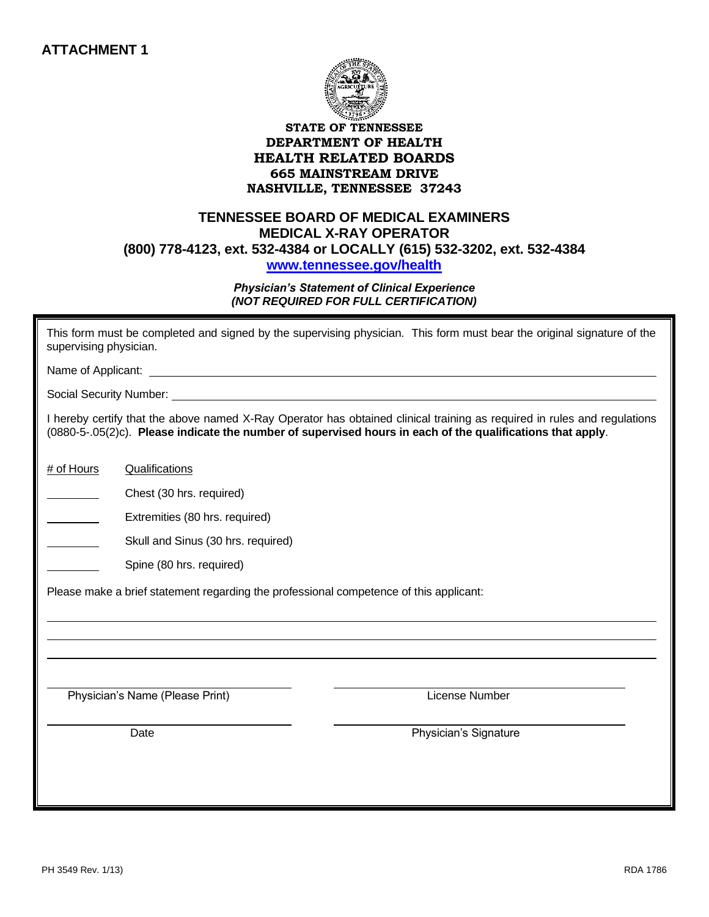**ATTACHMENT 1**

**STATE OF TENNESSEE**
**DEPARTMENT OF HEALTH**
**HEALTH RELATED BOARDS**
**665 MAINSTREAM DRIVE**
**NASHVILLE, TENNESSEE 37243**

## TENNESSEE BOARD OF MEDICAL EXAMINERS
## MEDICAL X-RAY OPERATOR
**(800) 778-4123, ext. 532-4384 or LOCALLY (615) 532-3202, ext. 532-4384**
**www.tennessee.gov/health**

***Physician's Statement of Clinical Experience***
***(NOT REQUIRED FOR FULL CERTIFICATION)***

This form must be completed and signed by the supervising physician. This form must bear the original signature of the supervising physician.

Name of Applicant: ______________________________________________

Social Security Number: ______________________________________________

I hereby certify that the above named X-Ray Operator has obtained clinical training as required in rules and regulations (0880-5-.05(2)c). **Please indicate the number of supervised hours in each of the qualifications that apply**.

| # of Hours | Qualifications |
|---|---|
| ________ | Chest (30 hrs. required) |
| ________ | Extremities (80 hrs. required) |
| ________ | Skull and Sinus (30 hrs. required) |
| ________ | Spine (80 hrs. required) |

Please make a brief statement regarding the professional competence of this applicant:

______________________________________________

______________________________________________

______________________________________________

______________________________ ______________________________
Physician's Name (Please Print) License Number

______________________________ ______________________________
Date Physician's Signature

PH 3549 Rev. 1/13) RDA 1786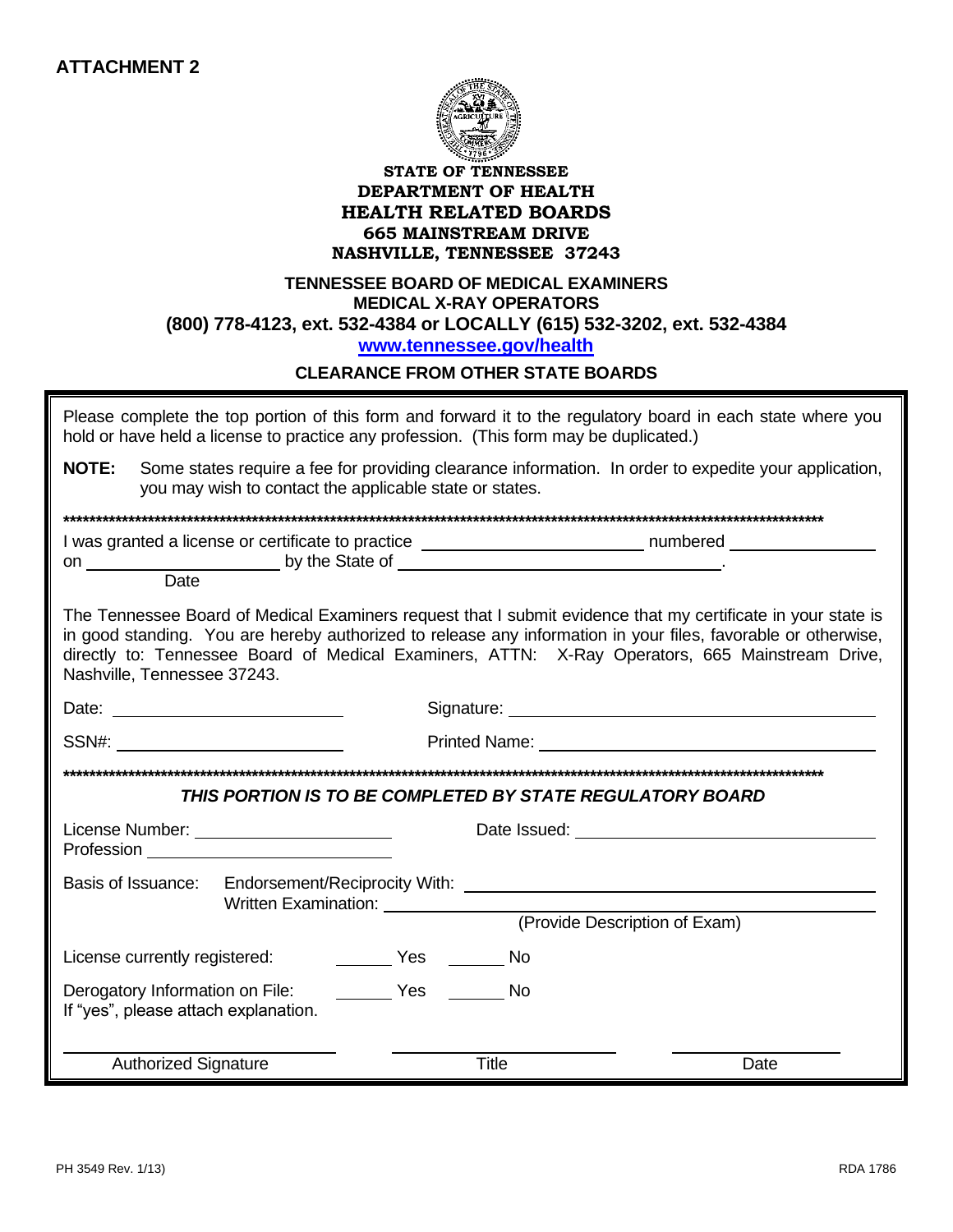**ATTACHMENT 2**

**STATE OF TENNESSEE**
**DEPARTMENT OF HEALTH**
**HEALTH RELATED BOARDS**
**665 MAINSTREAM DRIVE**
**NASHVILLE, TENNESSEE 37243**

**TENNESSEE BOARD OF MEDICAL EXAMINERS**
**MEDICAL X-RAY OPERATORS**
**(800) 778-4123, ext. 532-4384 or LOCALLY (615) 532-3202, ext. 532-4384**
**www.tennessee.gov/health**

**CLEARANCE FROM OTHER STATE BOARDS**

Please complete the top portion of this form and forward it to the regulatory board in each state where you hold or have held a license to practice any profession. (This form may be duplicated.)

**NOTE:** Some states require a fee for providing clearance information. In order to expedite your application, you may wish to contact the applicable state or states.

**************************************************************************************************************************

I was granted a license or certificate to practice ______________________ numbered ______________
on ____________________ by the State of ________________________________.
Date

The Tennessee Board of Medical Examiners request that I submit evidence that my certificate in your state is in good standing. You are hereby authorized to release any information in your files, favorable or otherwise, directly to: Tennessee Board of Medical Examiners, ATTN: X-Ray Operators, 665 Mainstream Drive, Nashville, Tennessee 37243.

Date: ______________________ Signature: ____________________________________

SSN#: ______________________ Printed Name: ____________________________________

**************************************************************************************************************************

***THIS PORTION IS TO BE COMPLETED BY STATE REGULATORY BOARD***

License Number: ____________________ Date Issued: ______________________________
Profession ____________________

Basis of Issuance: Endorsement/Reciprocity With: ____________________________________
Written Examination: ____________________________________
(Provide Description of Exam)

License currently registered: ______ Yes ______ No

Derogatory Information on File: ______ Yes ______ No
If "yes", please attach explanation.

______________________ ______________________ ______________________
Authorized Signature Title Date

PH 3549 Rev. 1/13) RDA 1786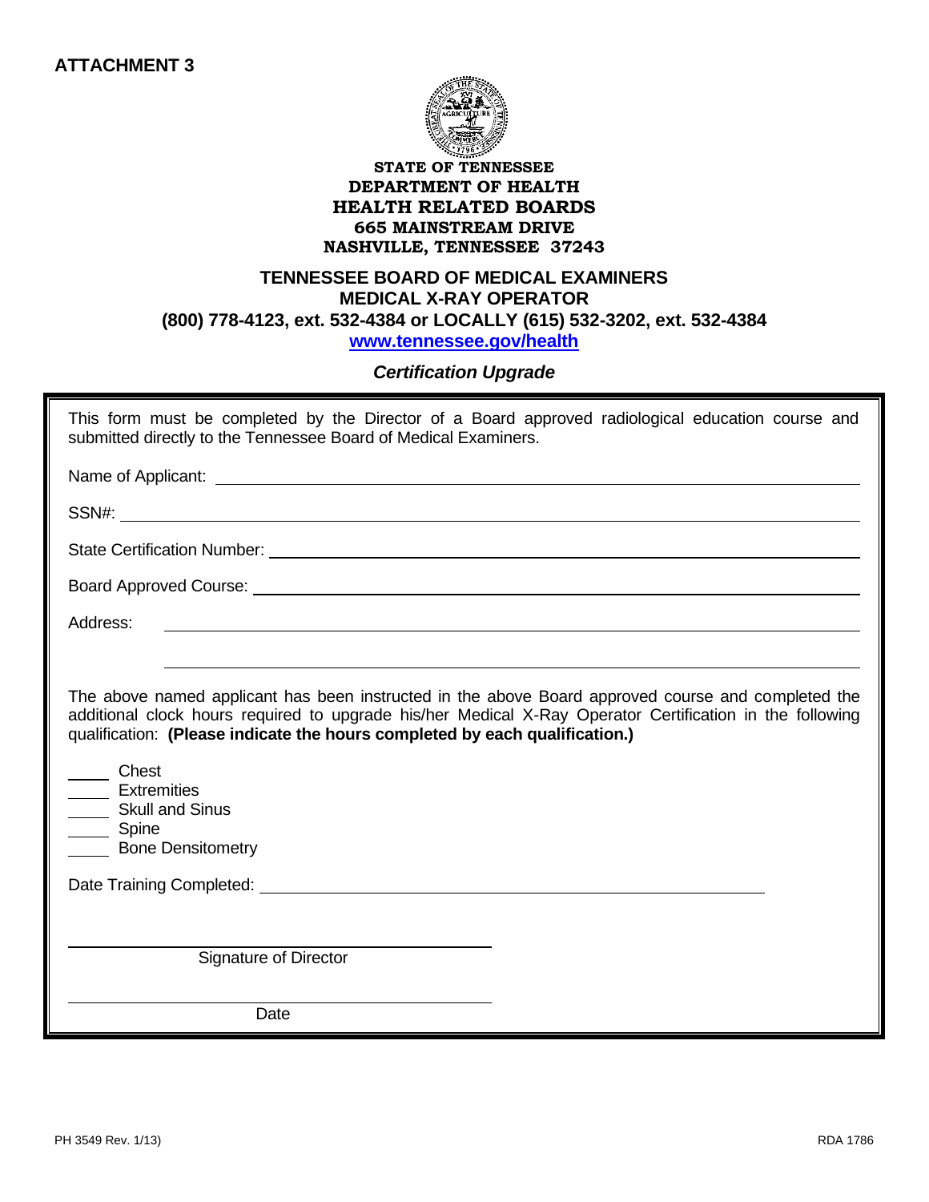**ATTACHMENT 3**

**STATE OF TENNESSEE**
**DEPARTMENT OF HEALTH**
**HEALTH RELATED BOARDS**
**665 MAINSTREAM DRIVE**
**NASHVILLE, TENNESSEE 37243**

**TENNESSEE BOARD OF MEDICAL EXAMINERS**
**MEDICAL X-RAY OPERATOR**
**(800) 778-4123, ext. 532-4384 or LOCALLY (615) 532-3202, ext. 532-4384**
**www.tennessee.gov/health**

***Certification Upgrade***

This form must be completed by the Director of a Board approved radiological education course and submitted directly to the Tennessee Board of Medical Examiners.

Name of Applicant: ______________________________

SSN#: ______________________________

State Certification Number: ______________________________

Board Approved Course: ______________________________

Address: ______________________________

______________________________

The above named applicant has been instructed in the above Board approved course and completed the additional clock hours required to upgrade his/her Medical X-Ray Operator Certification in the following qualification: **(Please indicate the hours completed by each qualification.)**

_____ Chest
_____ Extremities
_____ Skull and Sinus
_____ Spine
_____ Bone Densitometry

Date Training Completed: ______________________________

______________________________
Signature of Director

______________________________
Date

PH 3549 Rev. 1/13) RDA 1786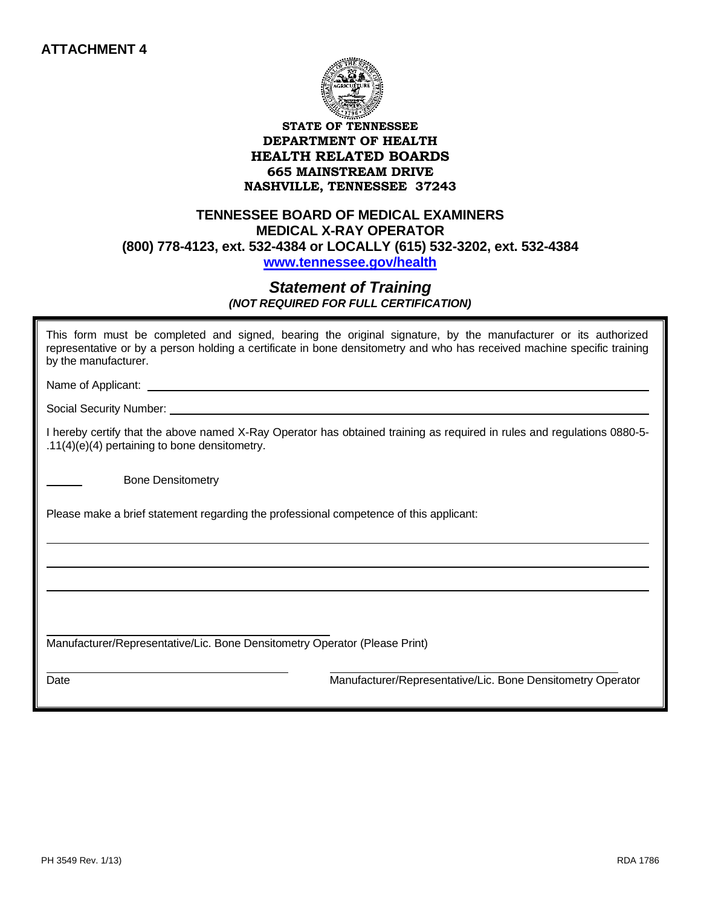**ATTACHMENT 4**

**STATE OF TENNESSEE**
**DEPARTMENT OF HEALTH**
**HEALTH RELATED BOARDS**
**665 MAINSTREAM DRIVE**
**NASHVILLE, TENNESSEE 37243**

**TENNESSEE BOARD OF MEDICAL EXAMINERS**
**MEDICAL X-RAY OPERATOR**
**(800) 778-4123, ext. 532-4384 or LOCALLY (615) 532-3202, ext. 532-4384**
**www.tennessee.gov/health**

## *Statement of Training*

***(NOT REQUIRED FOR FULL CERTIFICATION)***

This form must be completed and signed, bearing the original signature, by the manufacturer or its authorized representative or by a person holding a certificate in bone densitometry and who has received machine specific training by the manufacturer.

Name of Applicant: ______________________________

Social Security Number: ______________________________

I hereby certify that the above named X-Ray Operator has obtained training as required in rules and regulations 0880-5-.11(4)(e)(4) pertaining to bone densitometry.

______ Bone Densitometry

Please make a brief statement regarding the professional competence of this applicant:

______________________________

______________________________

______________________________

______________________________
Manufacturer/Representative/Lic. Bone Densitometry Operator (Please Print)

______________________________ Date

______________________________ Manufacturer/Representative/Lic. Bone Densitometry Operator

PH 3549 Rev. 1/13) RDA 1786